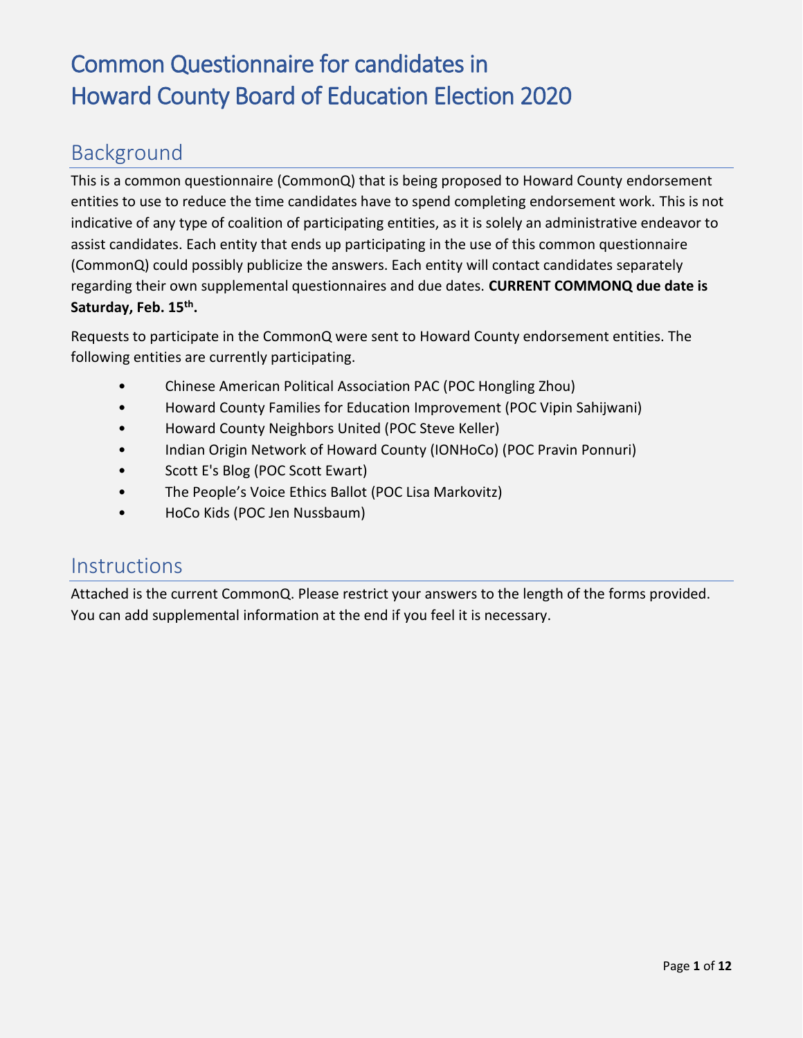# Common Questionnaire for candidates in Howard County Board of Education Election 2020

## Background

This is a common questionnaire (CommonQ) that is being proposed to Howard County endorsement entities to use to reduce the time candidates have to spend completing endorsement work. This is not indicative of any type of coalition of participating entities, as it is solely an administrative endeavor to assist candidates. Each entity that ends up participating in the use of this common questionnaire (CommonQ) could possibly publicize the answers. Each entity will contact candidates separately regarding their own supplemental questionnaires and due dates. **CURRENT COMMONQ due date is Saturday, Feb. 15th.**

Requests to participate in the CommonQ were sent to Howard County endorsement entities. The following entities are currently participating.

- Chinese American Political Association PAC (POC Hongling Zhou)
- Howard County Families for Education Improvement (POC Vipin Sahijwani)
- Howard County Neighbors United (POC Steve Keller)
- Indian Origin Network of Howard County (IONHoCo) (POC Pravin Ponnuri)
- Scott E's Blog (POC Scott Ewart)
- The People's Voice Ethics Ballot (POC Lisa Markovitz)
- HoCo Kids (POC Jen Nussbaum)

## Instructions

Attached is the current CommonQ. Please restrict your answers to the length of the forms provided. You can add supplemental information at the end if you feel it is necessary.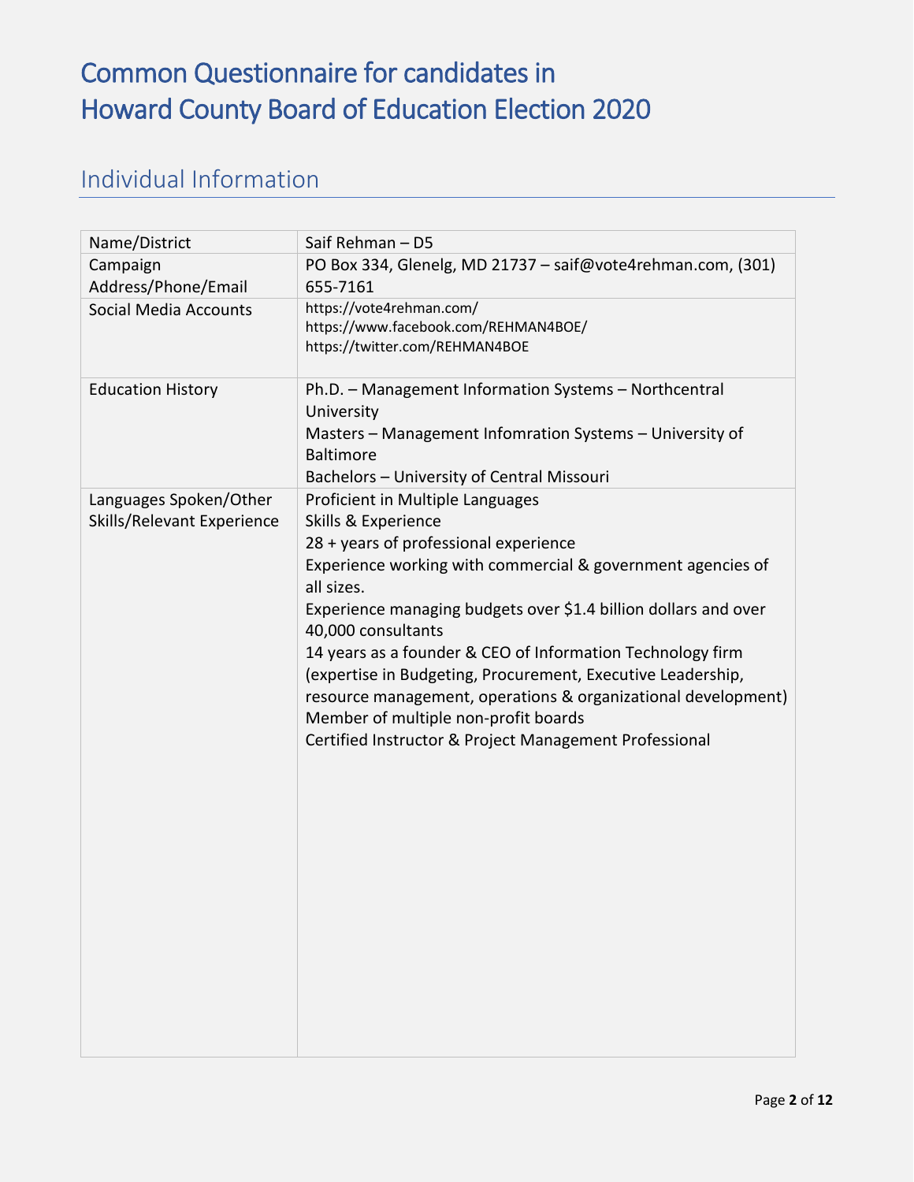# Common Questionnaire for candidates in Howard County Board of Education Election 2020

## Individual Information

| | |
|---|---|
| Name/District | Saif Rehman – D5 |
| Campaign Address/Phone/Email | PO Box 334, Glenelg, MD 21737 – saif@vote4rehman.com, (301) 655-7161 |
| Social Media Accounts | https://vote4rehman.com/<br>https://www.facebook.com/REHMAN4BOE/<br>https://twitter.com/REHMAN4BOE |
| Education History | Ph.D. – Management Information Systems – Northcentral University<br>Masters – Management Infomration Systems – University of Baltimore<br>Bachelors – University of Central Missouri |
| Languages Spoken/Other Skills/Relevant Experience | Proficient in Multiple Languages<br>Skills & Experience<br>28 + years of professional experience<br>Experience working with commercial & government agencies of all sizes.<br>Experience managing budgets over $1.4 billion dollars and over 40,000 consultants<br>14 years as a founder & CEO of Information Technology firm (expertise in Budgeting, Procurement, Executive Leadership, resource management, operations & organizational development)<br>Member of multiple non-profit boards<br>Certified Instructor & Project Management Professional |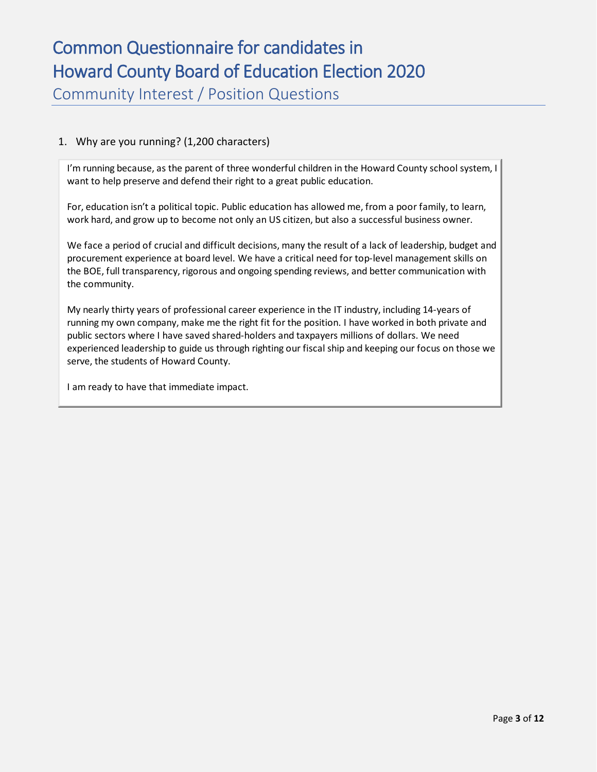# Common Questionnaire for candidates in Howard County Board of Education Election 2020

## Community Interest / Position Questions

1. Why are you running? (1,200 characters)

I'm running because, as the parent of three wonderful children in the Howard County school system, I want to help preserve and defend their right to a great public education.

For, education isn't a political topic. Public education has allowed me, from a poor family, to learn, work hard, and grow up to become not only an US citizen, but also a successful business owner.

We face a period of crucial and difficult decisions, many the result of a lack of leadership, budget and procurement experience at board level. We have a critical need for top-level management skills on the BOE, full transparency, rigorous and ongoing spending reviews, and better communication with the community.

My nearly thirty years of professional career experience in the IT industry, including 14-years of running my own company, make me the right fit for the position. I have worked in both private and public sectors where I have saved shared-holders and taxpayers millions of dollars. We need experienced leadership to guide us through righting our fiscal ship and keeping our focus on those we serve, the students of Howard County.

I am ready to have that immediate impact.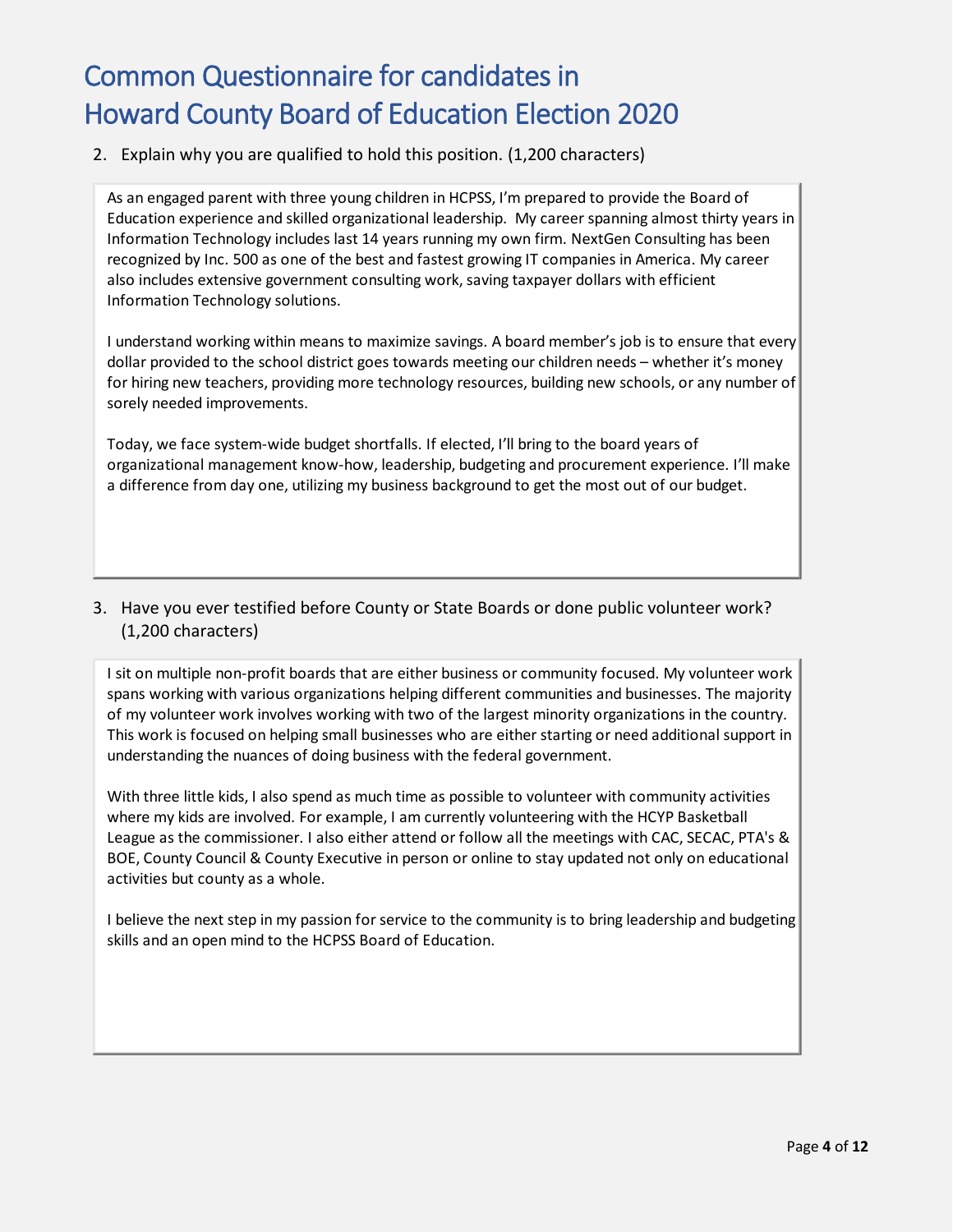# Common Questionnaire for candidates in Howard County Board of Education Election 2020

2. Explain why you are qualified to hold this position. (1,200 characters)

As an engaged parent with three young children in HCPSS, I'm prepared to provide the Board of Education experience and skilled organizational leadership. My career spanning almost thirty years in Information Technology includes last 14 years running my own firm. NextGen Consulting has been recognized by Inc. 500 as one of the best and fastest growing IT companies in America. My career also includes extensive government consulting work, saving taxpayer dollars with efficient Information Technology solutions.

I understand working within means to maximize savings. A board member's job is to ensure that every dollar provided to the school district goes towards meeting our children needs – whether it's money for hiring new teachers, providing more technology resources, building new schools, or any number of sorely needed improvements.

Today, we face system-wide budget shortfalls. If elected, I'll bring to the board years of organizational management know-how, leadership, budgeting and procurement experience. I'll make a difference from day one, utilizing my business background to get the most out of our budget.

3. Have you ever testified before County or State Boards or done public volunteer work? (1,200 characters)

I sit on multiple non-profit boards that are either business or community focused. My volunteer work spans working with various organizations helping different communities and businesses. The majority of my volunteer work involves working with two of the largest minority organizations in the country. This work is focused on helping small businesses who are either starting or need additional support in understanding the nuances of doing business with the federal government.

With three little kids, I also spend as much time as possible to volunteer with community activities where my kids are involved. For example, I am currently volunteering with the HCYP Basketball League as the commissioner. I also either attend or follow all the meetings with CAC, SECAC, PTA's & BOE, County Council & County Executive in person or online to stay updated not only on educational activities but county as a whole.

I believe the next step in my passion for service to the community is to bring leadership and budgeting skills and an open mind to the HCPSS Board of Education.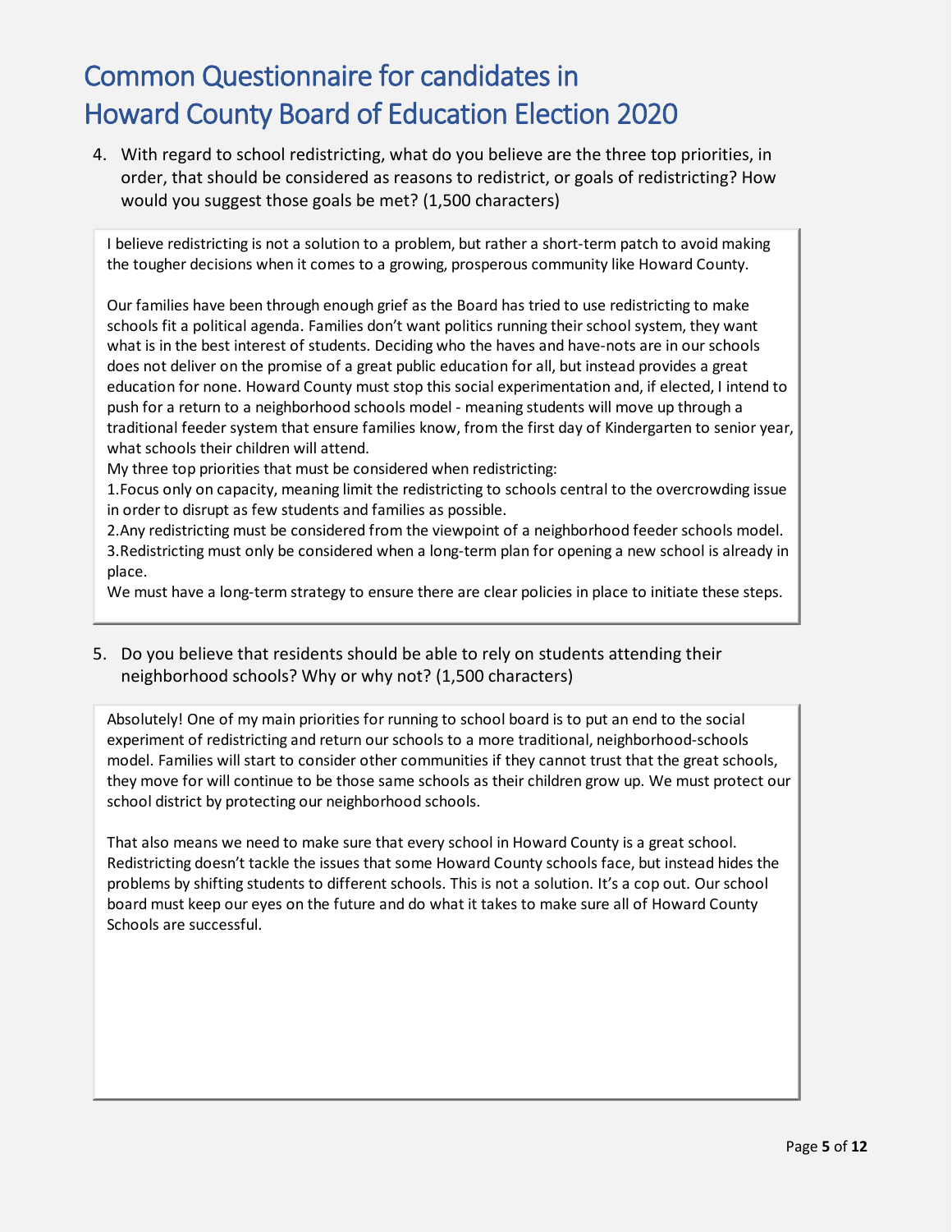# Common Questionnaire for candidates in Howard County Board of Education Election 2020

4. With regard to school redistricting, what do you believe are the three top priorities, in order, that should be considered as reasons to redistrict, or goals of redistricting? How would you suggest those goals be met? (1,500 characters)

I believe redistricting is not a solution to a problem, but rather a short-term patch to avoid making the tougher decisions when it comes to a growing, prosperous community like Howard County.

Our families have been through enough grief as the Board has tried to use redistricting to make schools fit a political agenda. Families don't want politics running their school system, they want what is in the best interest of students. Deciding who the haves and have-nots are in our schools does not deliver on the promise of a great public education for all, but instead provides a great education for none. Howard County must stop this social experimentation and, if elected, I intend to push for a return to a neighborhood schools model - meaning students will move up through a traditional feeder system that ensure families know, from the first day of Kindergarten to senior year, what schools their children will attend.

My three top priorities that must be considered when redistricting:

1.Focus only on capacity, meaning limit the redistricting to schools central to the overcrowding issue in order to disrupt as few students and families as possible.

2.Any redistricting must be considered from the viewpoint of a neighborhood feeder schools model.

3.Redistricting must only be considered when a long-term plan for opening a new school is already in place.

We must have a long-term strategy to ensure there are clear policies in place to initiate these steps.

5. Do you believe that residents should be able to rely on students attending their neighborhood schools? Why or why not? (1,500 characters)

Absolutely! One of my main priorities for running to school board is to put an end to the social experiment of redistricting and return our schools to a more traditional, neighborhood-schools model. Families will start to consider other communities if they cannot trust that the great schools, they move for will continue to be those same schools as their children grow up. We must protect our school district by protecting our neighborhood schools.

That also means we need to make sure that every school in Howard County is a great school. Redistricting doesn't tackle the issues that some Howard County schools face, but instead hides the problems by shifting students to different schools. This is not a solution. It's a cop out. Our school board must keep our eyes on the future and do what it takes to make sure all of Howard County Schools are successful.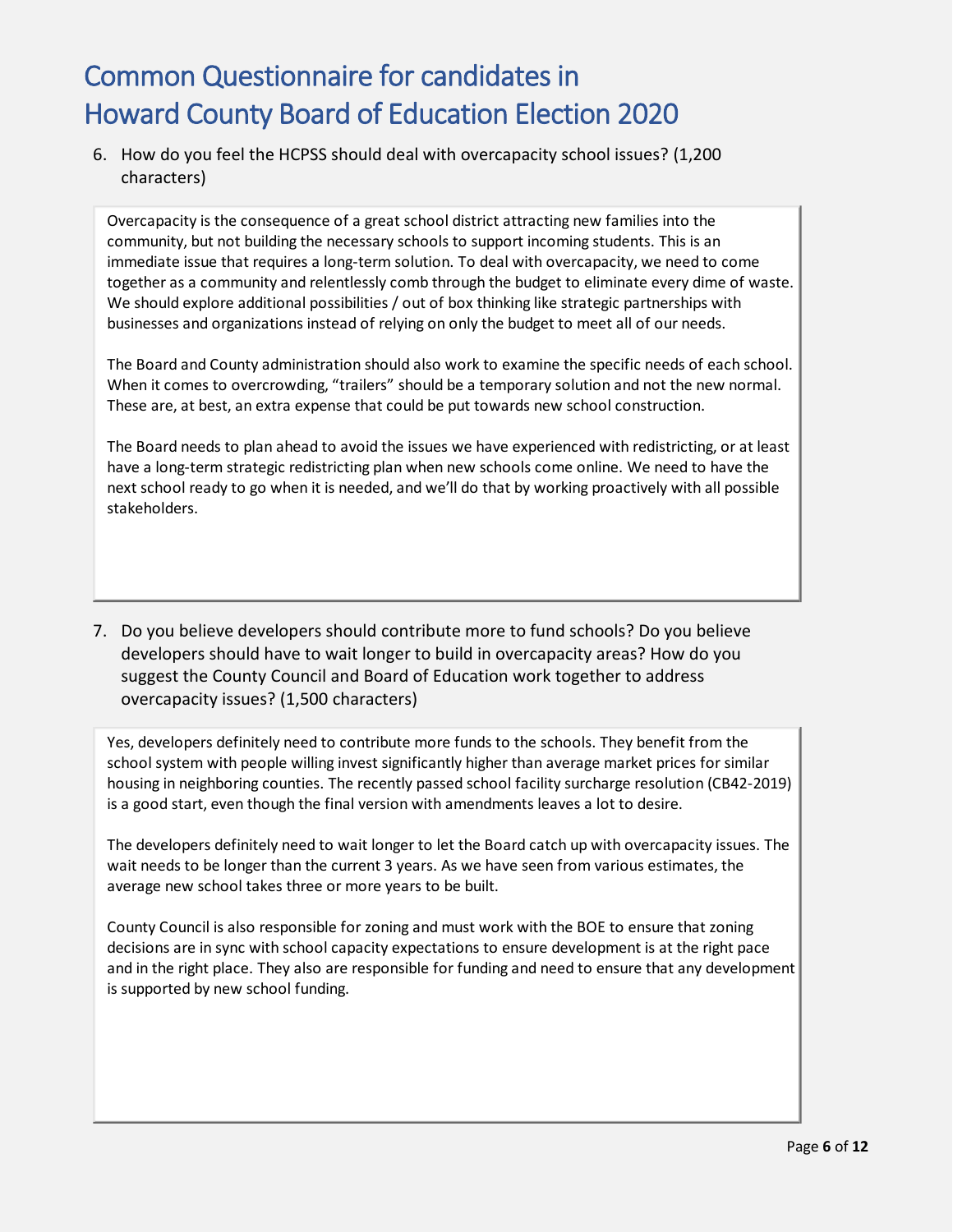# Common Questionnaire for candidates in Howard County Board of Education Election 2020

6. How do you feel the HCPSS should deal with overcapacity school issues? (1,200 characters)

Overcapacity is the consequence of a great school district attracting new families into the community, but not building the necessary schools to support incoming students. This is an immediate issue that requires a long-term solution. To deal with overcapacity, we need to come together as a community and relentlessly comb through the budget to eliminate every dime of waste. We should explore additional possibilities / out of box thinking like strategic partnerships with businesses and organizations instead of relying on only the budget to meet all of our needs.

The Board and County administration should also work to examine the specific needs of each school. When it comes to overcrowding, "trailers" should be a temporary solution and not the new normal. These are, at best, an extra expense that could be put towards new school construction.

The Board needs to plan ahead to avoid the issues we have experienced with redistricting, or at least have a long-term strategic redistricting plan when new schools come online. We need to have the next school ready to go when it is needed, and we'll do that by working proactively with all possible stakeholders.

7. Do you believe developers should contribute more to fund schools? Do you believe developers should have to wait longer to build in overcapacity areas? How do you suggest the County Council and Board of Education work together to address overcapacity issues? (1,500 characters)

Yes, developers definitely need to contribute more funds to the schools. They benefit from the school system with people willing invest significantly higher than average market prices for similar housing in neighboring counties. The recently passed school facility surcharge resolution (CB42-2019) is a good start, even though the final version with amendments leaves a lot to desire.

The developers definitely need to wait longer to let the Board catch up with overcapacity issues. The wait needs to be longer than the current 3 years. As we have seen from various estimates, the average new school takes three or more years to be built.

County Council is also responsible for zoning and must work with the BOE to ensure that zoning decisions are in sync with school capacity expectations to ensure development is at the right pace and in the right place. They also are responsible for funding and need to ensure that any development is supported by new school funding.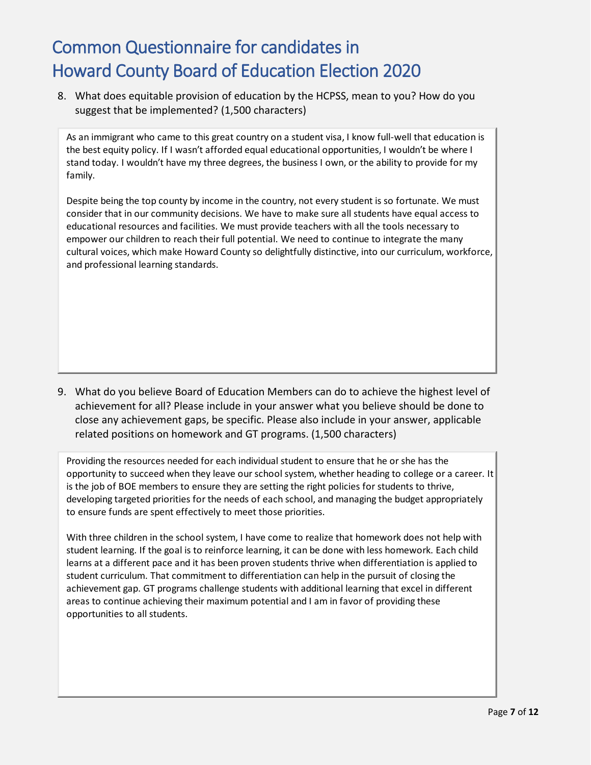# Common Questionnaire for candidates in Howard County Board of Education Election 2020

8. What does equitable provision of education by the HCPSS, mean to you? How do you suggest that be implemented? (1,500 characters)

As an immigrant who came to this great country on a student visa, I know full-well that education is the best equity policy. If I wasn't afforded equal educational opportunities, I wouldn't be where I stand today. I wouldn't have my three degrees, the business I own, or the ability to provide for my family.

Despite being the top county by income in the country, not every student is so fortunate. We must consider that in our community decisions. We have to make sure all students have equal access to educational resources and facilities. We must provide teachers with all the tools necessary to empower our children to reach their full potential. We need to continue to integrate the many cultural voices, which make Howard County so delightfully distinctive, into our curriculum, workforce, and professional learning standards.

9. What do you believe Board of Education Members can do to achieve the highest level of achievement for all? Please include in your answer what you believe should be done to close any achievement gaps, be specific. Please also include in your answer, applicable related positions on homework and GT programs. (1,500 characters)

Providing the resources needed for each individual student to ensure that he or she has the opportunity to succeed when they leave our school system, whether heading to college or a career. It is the job of BOE members to ensure they are setting the right policies for students to thrive, developing targeted priorities for the needs of each school, and managing the budget appropriately to ensure funds are spent effectively to meet those priorities.

With three children in the school system, I have come to realize that homework does not help with student learning. If the goal is to reinforce learning, it can be done with less homework. Each child learns at a different pace and it has been proven students thrive when differentiation is applied to student curriculum. That commitment to differentiation can help in the pursuit of closing the achievement gap. GT programs challenge students with additional learning that excel in different areas to continue achieving their maximum potential and I am in favor of providing these opportunities to all students.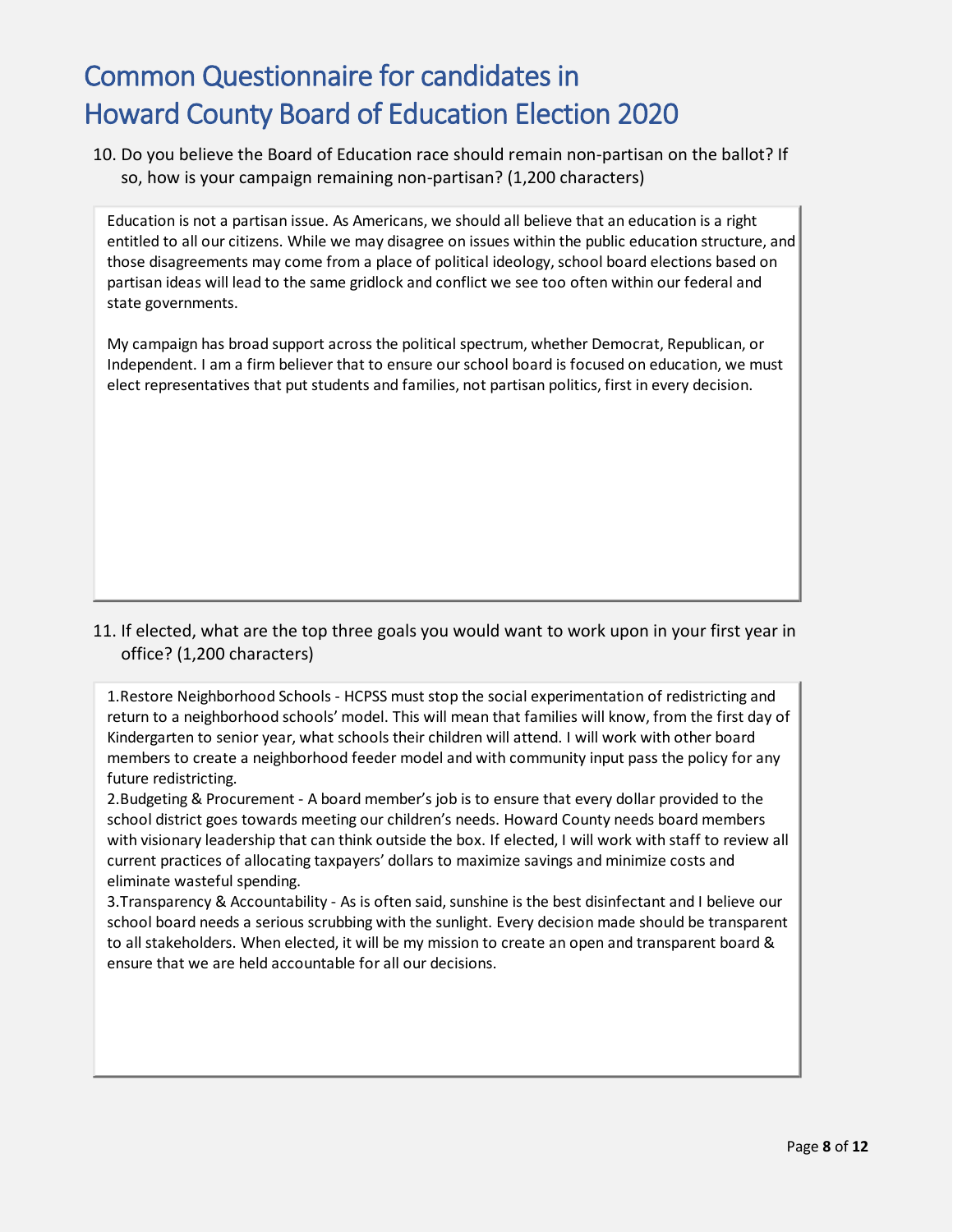# Common Questionnaire for candidates in Howard County Board of Education Election 2020

10. Do you believe the Board of Education race should remain non-partisan on the ballot? If so, how is your campaign remaining non-partisan? (1,200 characters)

Education is not a partisan issue. As Americans, we should all believe that an education is a right entitled to all our citizens. While we may disagree on issues within the public education structure, and those disagreements may come from a place of political ideology, school board elections based on partisan ideas will lead to the same gridlock and conflict we see too often within our federal and state governments.

My campaign has broad support across the political spectrum, whether Democrat, Republican, or Independent. I am a firm believer that to ensure our school board is focused on education, we must elect representatives that put students and families, not partisan politics, first in every decision.

11. If elected, what are the top three goals you would want to work upon in your first year in office? (1,200 characters)

1.Restore Neighborhood Schools - HCPSS must stop the social experimentation of redistricting and return to a neighborhood schools' model. This will mean that families will know, from the first day of Kindergarten to senior year, what schools their children will attend. I will work with other board members to create a neighborhood feeder model and with community input pass the policy for any future redistricting.
2.Budgeting & Procurement - A board member's job is to ensure that every dollar provided to the school district goes towards meeting our children's needs. Howard County needs board members with visionary leadership that can think outside the box. If elected, I will work with staff to review all current practices of allocating taxpayers' dollars to maximize savings and minimize costs and eliminate wasteful spending.
3.Transparency & Accountability - As is often said, sunshine is the best disinfectant and I believe our school board needs a serious scrubbing with the sunlight. Every decision made should be transparent to all stakeholders. When elected, it will be my mission to create an open and transparent board & ensure that we are held accountable for all our decisions.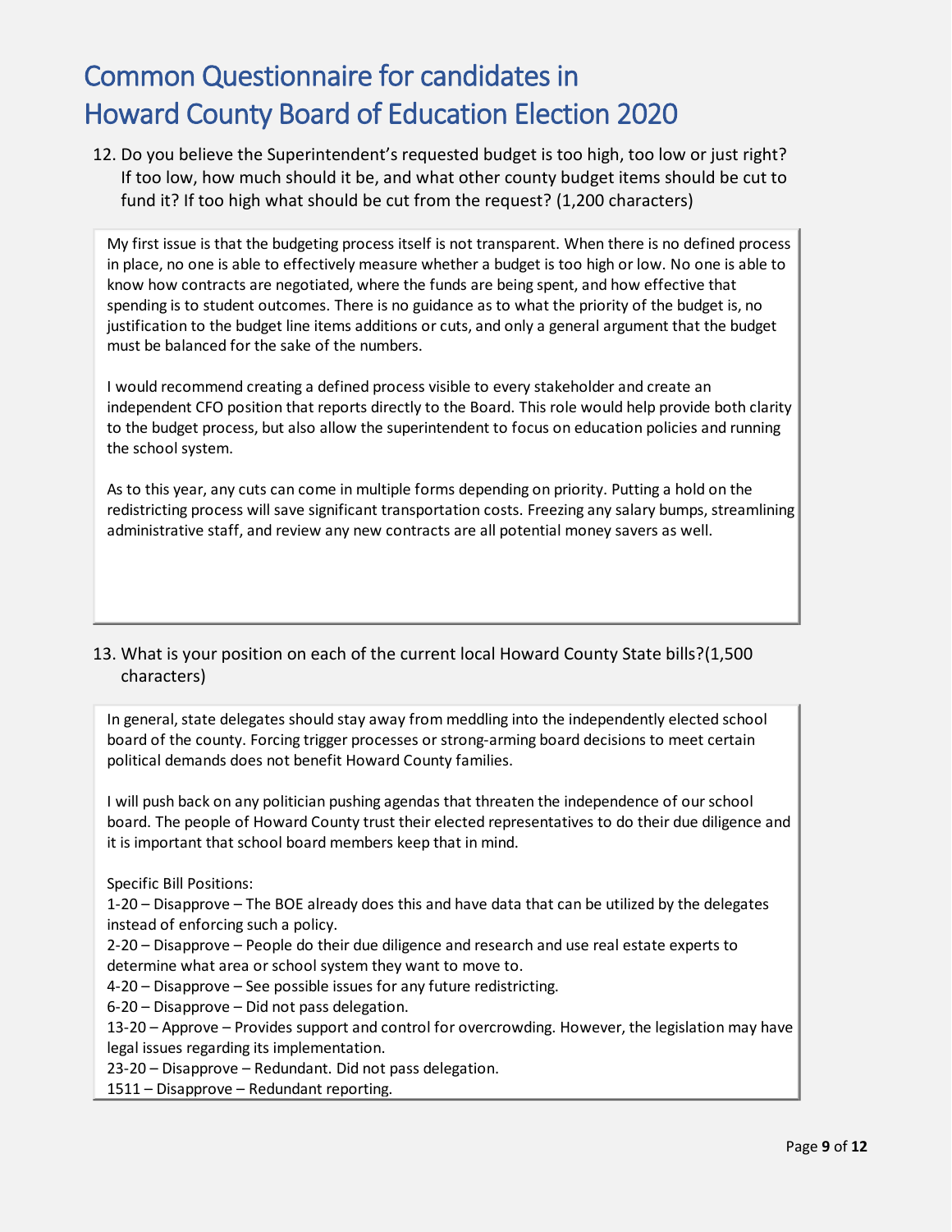# Common Questionnaire for candidates in Howard County Board of Education Election 2020

12. Do you believe the Superintendent's requested budget is too high, too low or just right? If too low, how much should it be, and what other county budget items should be cut to fund it? If too high what should be cut from the request? (1,200 characters)

My first issue is that the budgeting process itself is not transparent. When there is no defined process in place, no one is able to effectively measure whether a budget is too high or low. No one is able to know how contracts are negotiated, where the funds are being spent, and how effective that spending is to student outcomes. There is no guidance as to what the priority of the budget is, no justification to the budget line items additions or cuts, and only a general argument that the budget must be balanced for the sake of the numbers.

I would recommend creating a defined process visible to every stakeholder and create an independent CFO position that reports directly to the Board. This role would help provide both clarity to the budget process, but also allow the superintendent to focus on education policies and running the school system.

As to this year, any cuts can come in multiple forms depending on priority. Putting a hold on the redistricting process will save significant transportation costs. Freezing any salary bumps, streamlining administrative staff, and review any new contracts are all potential money savers as well.

13. What is your position on each of the current local Howard County State bills?(1,500 characters)

In general, state delegates should stay away from meddling into the independently elected school board of the county. Forcing trigger processes or strong-arming board decisions to meet certain political demands does not benefit Howard County families.

I will push back on any politician pushing agendas that threaten the independence of our school board. The people of Howard County trust their elected representatives to do their due diligence and it is important that school board members keep that in mind.

Specific Bill Positions:
1-20 – Disapprove – The BOE already does this and have data that can be utilized by the delegates instead of enforcing such a policy.
2-20 – Disapprove – People do their due diligence and research and use real estate experts to determine what area or school system they want to move to.
4-20 – Disapprove – See possible issues for any future redistricting.
6-20 – Disapprove – Did not pass delegation.
13-20 – Approve – Provides support and control for overcrowding. However, the legislation may have legal issues regarding its implementation.
23-20 – Disapprove – Redundant. Did not pass delegation.
1511 – Disapprove – Redundant reporting.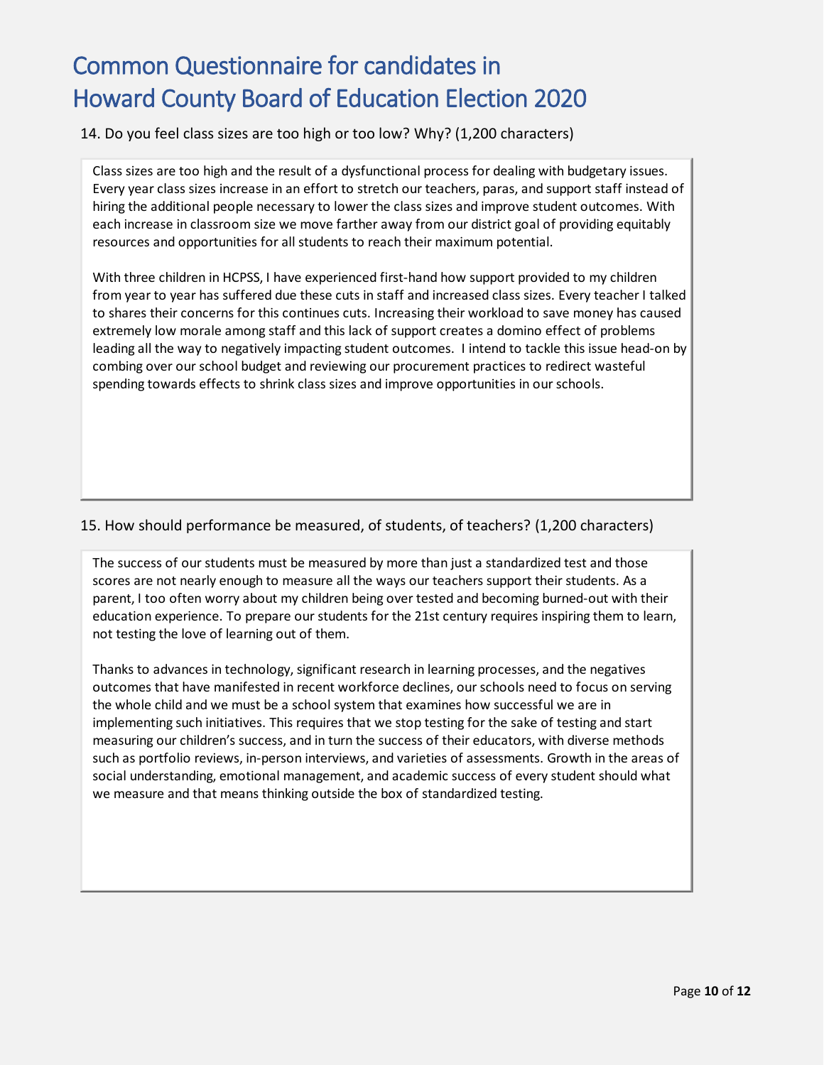# Common Questionnaire for candidates in Howard County Board of Education Election 2020

14. Do you feel class sizes are too high or too low? Why? (1,200 characters)

Class sizes are too high and the result of a dysfunctional process for dealing with budgetary issues. Every year class sizes increase in an effort to stretch our teachers, paras, and support staff instead of hiring the additional people necessary to lower the class sizes and improve student outcomes. With each increase in classroom size we move farther away from our district goal of providing equitably resources and opportunities for all students to reach their maximum potential.

With three children in HCPSS, I have experienced first-hand how support provided to my children from year to year has suffered due these cuts in staff and increased class sizes. Every teacher I talked to shares their concerns for this continues cuts. Increasing their workload to save money has caused extremely low morale among staff and this lack of support creates a domino effect of problems leading all the way to negatively impacting student outcomes.  I intend to tackle this issue head-on by combing over our school budget and reviewing our procurement practices to redirect wasteful spending towards effects to shrink class sizes and improve opportunities in our schools.

15. How should performance be measured, of students, of teachers? (1,200 characters)

The success of our students must be measured by more than just a standardized test and those scores are not nearly enough to measure all the ways our teachers support their students. As a parent, I too often worry about my children being over tested and becoming burned-out with their education experience. To prepare our students for the 21st century requires inspiring them to learn, not testing the love of learning out of them.

Thanks to advances in technology, significant research in learning processes, and the negatives outcomes that have manifested in recent workforce declines, our schools need to focus on serving the whole child and we must be a school system that examines how successful we are in implementing such initiatives. This requires that we stop testing for the sake of testing and start measuring our children's success, and in turn the success of their educators, with diverse methods such as portfolio reviews, in-person interviews, and varieties of assessments. Growth in the areas of social understanding, emotional management, and academic success of every student should what we measure and that means thinking outside the box of standardized testing.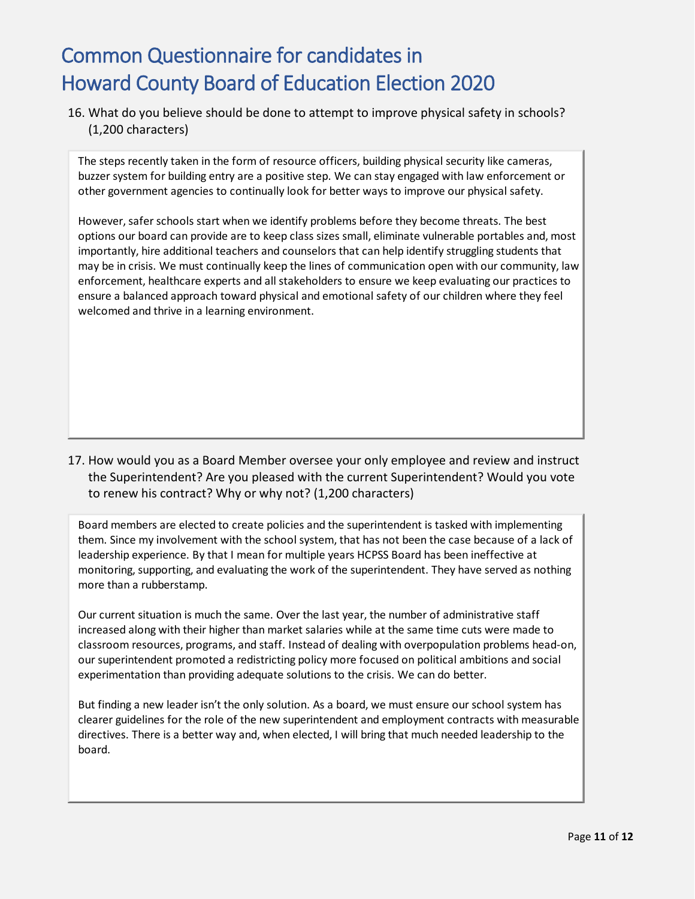# Common Questionnaire for candidates in Howard County Board of Education Election 2020

16. What do you believe should be done to attempt to improve physical safety in schools? (1,200 characters)

The steps recently taken in the form of resource officers, building physical security like cameras, buzzer system for building entry are a positive step. We can stay engaged with law enforcement or other government agencies to continually look for better ways to improve our physical safety.

However, safer schools start when we identify problems before they become threats. The best options our board can provide are to keep class sizes small, eliminate vulnerable portables and, most importantly, hire additional teachers and counselors that can help identify struggling students that may be in crisis. We must continually keep the lines of communication open with our community, law enforcement, healthcare experts and all stakeholders to ensure we keep evaluating our practices to ensure a balanced approach toward physical and emotional safety of our children where they feel welcomed and thrive in a learning environment.

17. How would you as a Board Member oversee your only employee and review and instruct the Superintendent? Are you pleased with the current Superintendent? Would you vote to renew his contract? Why or why not? (1,200 characters)

Board members are elected to create policies and the superintendent is tasked with implementing them. Since my involvement with the school system, that has not been the case because of a lack of leadership experience. By that I mean for multiple years HCPSS Board has been ineffective at monitoring, supporting, and evaluating the work of the superintendent. They have served as nothing more than a rubberstamp.

Our current situation is much the same. Over the last year, the number of administrative staff increased along with their higher than market salaries while at the same time cuts were made to classroom resources, programs, and staff. Instead of dealing with overpopulation problems head-on, our superintendent promoted a redistricting policy more focused on political ambitions and social experimentation than providing adequate solutions to the crisis. We can do better.

But finding a new leader isn't the only solution. As a board, we must ensure our school system has clearer guidelines for the role of the new superintendent and employment contracts with measurable directives. There is a better way and, when elected, I will bring that much needed leadership to the board.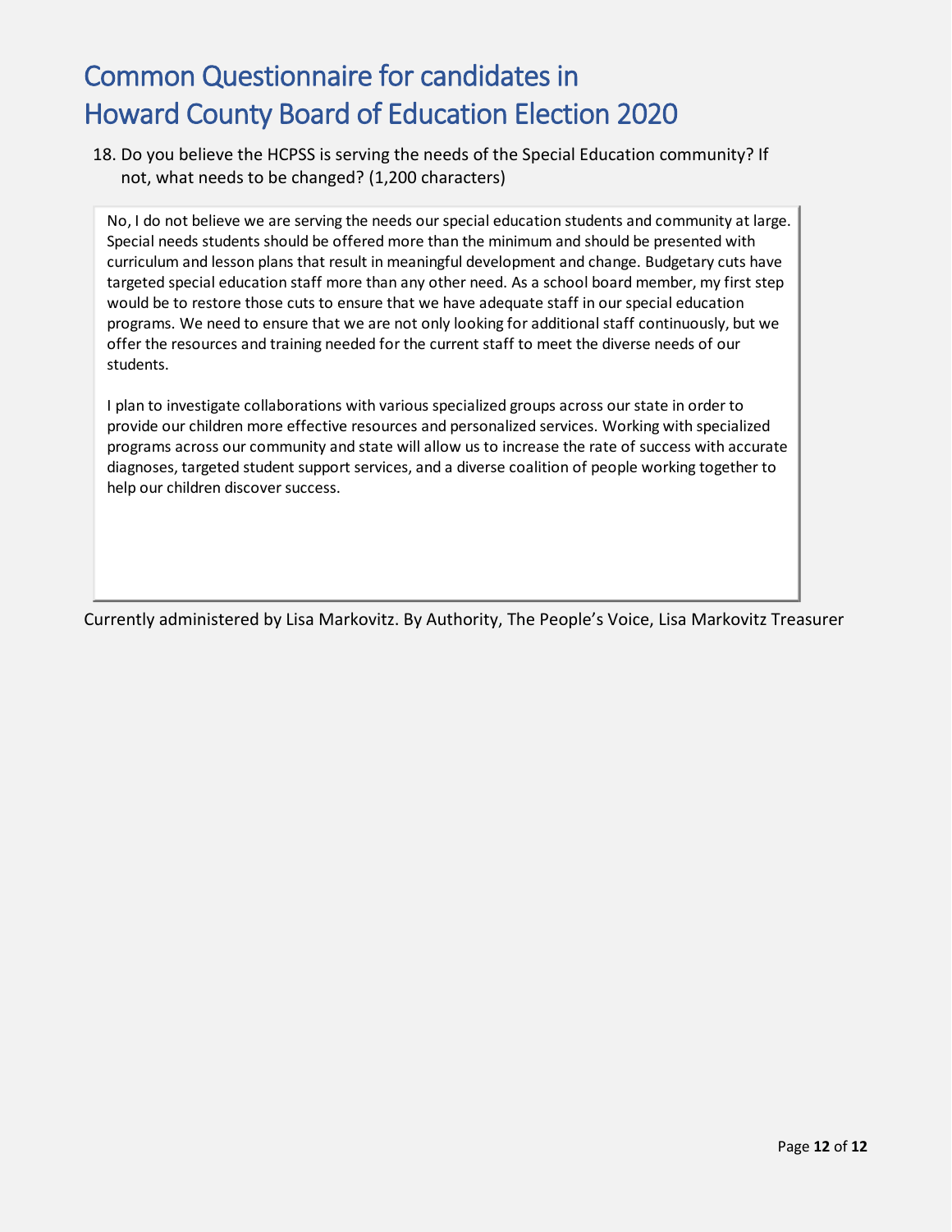# Common Questionnaire for candidates in Howard County Board of Education Election 2020

18. Do you believe the HCPSS is serving the needs of the Special Education community? If not, what needs to be changed? (1,200 characters)

No, I do not believe we are serving the needs our special education students and community at large. Special needs students should be offered more than the minimum and should be presented with curriculum and lesson plans that result in meaningful development and change. Budgetary cuts have targeted special education staff more than any other need. As a school board member, my first step would be to restore those cuts to ensure that we have adequate staff in our special education programs. We need to ensure that we are not only looking for additional staff continuously, but we offer the resources and training needed for the current staff to meet the diverse needs of our students.

I plan to investigate collaborations with various specialized groups across our state in order to provide our children more effective resources and personalized services. Working with specialized programs across our community and state will allow us to increase the rate of success with accurate diagnoses, targeted student support services, and a diverse coalition of people working together to help our children discover success.

Currently administered by Lisa Markovitz. By Authority, The People's Voice, Lisa Markovitz Treasurer